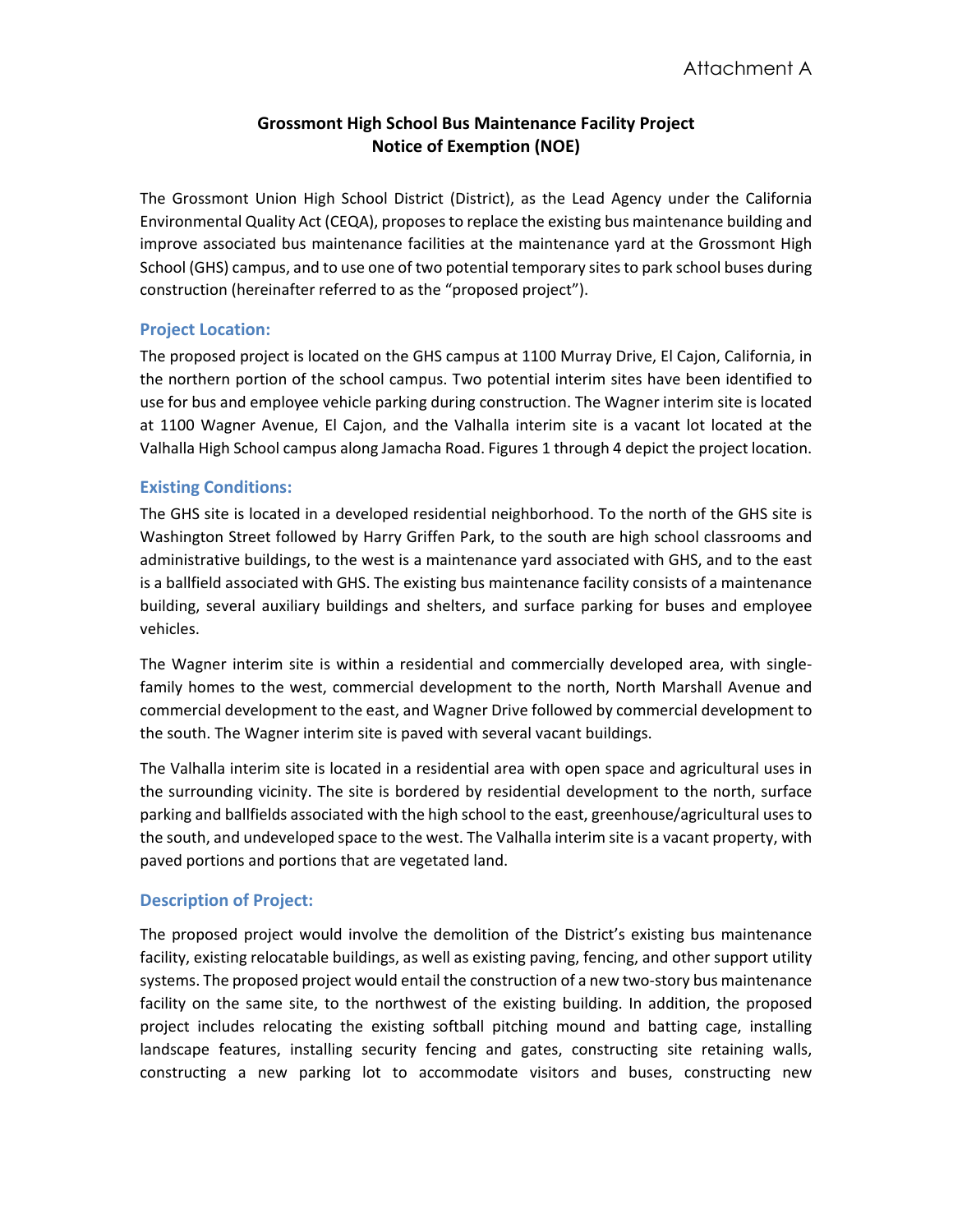Attachment A

# Grossmont High School Bus Maintenance Facility Project
# Notice of Exemption (NOE)

The Grossmont Union High School District (District), as the Lead Agency under the California Environmental Quality Act (CEQA), proposes to replace the existing bus maintenance building and improve associated bus maintenance facilities at the maintenance yard at the Grossmont High School (GHS) campus, and to use one of two potential temporary sites to park school buses during construction (hereinafter referred to as the "proposed project").

## Project Location:

The proposed project is located on the GHS campus at 1100 Murray Drive, El Cajon, California, in the northern portion of the school campus. Two potential interim sites have been identified to use for bus and employee vehicle parking during construction. The Wagner interim site is located at 1100 Wagner Avenue, El Cajon, and the Valhalla interim site is a vacant lot located at the Valhalla High School campus along Jamacha Road. Figures 1 through 4 depict the project location.

## Existing Conditions:

The GHS site is located in a developed residential neighborhood. To the north of the GHS site is Washington Street followed by Harry Griffen Park, to the south are high school classrooms and administrative buildings, to the west is a maintenance yard associated with GHS, and to the east is a ballfield associated with GHS. The existing bus maintenance facility consists of a maintenance building, several auxiliary buildings and shelters, and surface parking for buses and employee vehicles.

The Wagner interim site is within a residential and commercially developed area, with single-family homes to the west, commercial development to the north, North Marshall Avenue and commercial development to the east, and Wagner Drive followed by commercial development to the south. The Wagner interim site is paved with several vacant buildings.

The Valhalla interim site is located in a residential area with open space and agricultural uses in the surrounding vicinity. The site is bordered by residential development to the north, surface parking and ballfields associated with the high school to the east, greenhouse/agricultural uses to the south, and undeveloped space to the west. The Valhalla interim site is a vacant property, with paved portions and portions that are vegetated land.

## Description of Project:

The proposed project would involve the demolition of the District's existing bus maintenance facility, existing relocatable buildings, as well as existing paving, fencing, and other support utility systems. The proposed project would entail the construction of a new two-story bus maintenance facility on the same site, to the northwest of the existing building. In addition, the proposed project includes relocating the existing softball pitching mound and batting cage, installing landscape features, installing security fencing and gates, constructing site retaining walls, constructing a new parking lot to accommodate visitors and buses, constructing new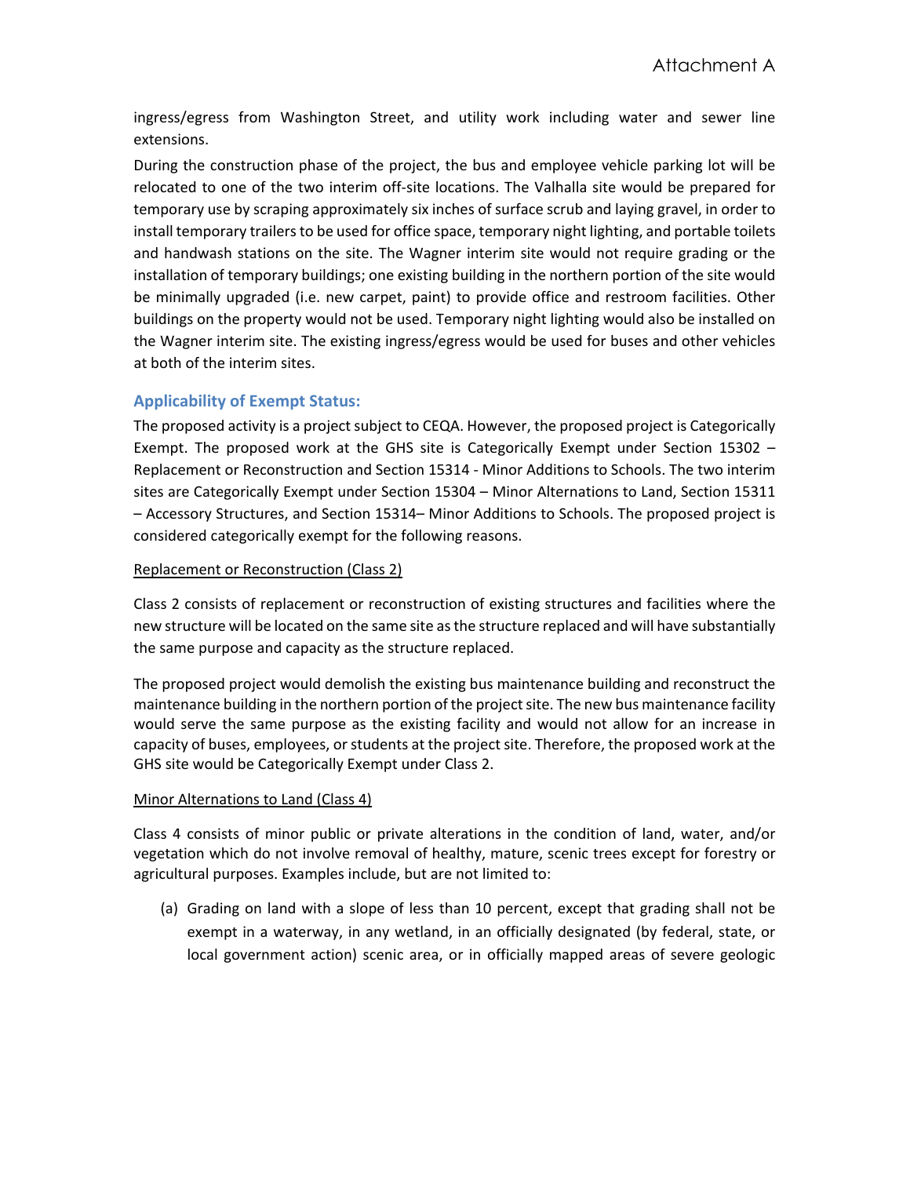ingress/egress from Washington Street, and utility work including water and sewer line extensions.

During the construction phase of the project, the bus and employee vehicle parking lot will be relocated to one of the two interim off-site locations. The Valhalla site would be prepared for temporary use by scraping approximately six inches of surface scrub and laying gravel, in order to install temporary trailers to be used for office space, temporary night lighting, and portable toilets and handwash stations on the site. The Wagner interim site would not require grading or the installation of temporary buildings; one existing building in the northern portion of the site would be minimally upgraded (i.e. new carpet, paint) to provide office and restroom facilities. Other buildings on the property would not be used. Temporary night lighting would also be installed on the Wagner interim site. The existing ingress/egress would be used for buses and other vehicles at both of the interim sites.

## Applicability of Exempt Status:

The proposed activity is a project subject to CEQA. However, the proposed project is Categorically Exempt. The proposed work at the GHS site is Categorically Exempt under Section 15302 – Replacement or Reconstruction and Section 15314 - Minor Additions to Schools. The two interim sites are Categorically Exempt under Section 15304 – Minor Alternations to Land, Section 15311 – Accessory Structures, and Section 15314– Minor Additions to Schools. The proposed project is considered categorically exempt for the following reasons.

<u>Replacement or Reconstruction (Class 2)</u>

Class 2 consists of replacement or reconstruction of existing structures and facilities where the new structure will be located on the same site as the structure replaced and will have substantially the same purpose and capacity as the structure replaced.

The proposed project would demolish the existing bus maintenance building and reconstruct the maintenance building in the northern portion of the project site. The new bus maintenance facility would serve the same purpose as the existing facility and would not allow for an increase in capacity of buses, employees, or students at the project site. Therefore, the proposed work at the GHS site would be Categorically Exempt under Class 2.

<u>Minor Alternations to Land (Class 4)</u>

Class 4 consists of minor public or private alterations in the condition of land, water, and/or vegetation which do not involve removal of healthy, mature, scenic trees except for forestry or agricultural purposes. Examples include, but are not limited to:

(a) Grading on land with a slope of less than 10 percent, except that grading shall not be exempt in a waterway, in any wetland, in an officially designated (by federal, state, or local government action) scenic area, or in officially mapped areas of severe geologic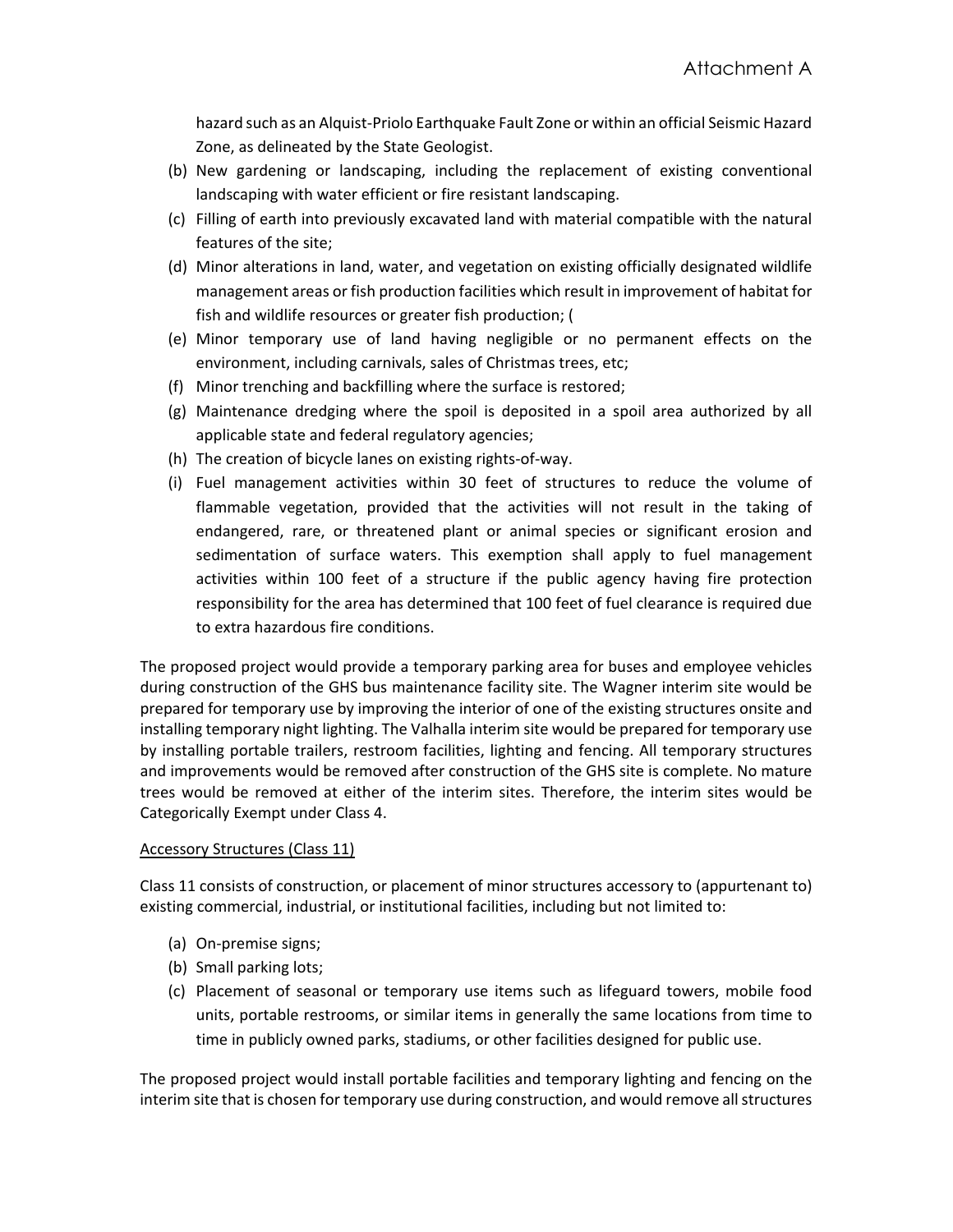hazard such as an Alquist-Priolo Earthquake Fault Zone or within an official Seismic Hazard Zone, as delineated by the State Geologist.

(b) New gardening or landscaping, including the replacement of existing conventional landscaping with water efficient or fire resistant landscaping.

(c) Filling of earth into previously excavated land with material compatible with the natural features of the site;

(d) Minor alterations in land, water, and vegetation on existing officially designated wildlife management areas or fish production facilities which result in improvement of habitat for fish and wildlife resources or greater fish production; (

(e) Minor temporary use of land having negligible or no permanent effects on the environment, including carnivals, sales of Christmas trees, etc;

(f) Minor trenching and backfilling where the surface is restored;

(g) Maintenance dredging where the spoil is deposited in a spoil area authorized by all applicable state and federal regulatory agencies;

(h) The creation of bicycle lanes on existing rights-of-way.

(i) Fuel management activities within 30 feet of structures to reduce the volume of flammable vegetation, provided that the activities will not result in the taking of endangered, rare, or threatened plant or animal species or significant erosion and sedimentation of surface waters. This exemption shall apply to fuel management activities within 100 feet of a structure if the public agency having fire protection responsibility for the area has determined that 100 feet of fuel clearance is required due to extra hazardous fire conditions.

The proposed project would provide a temporary parking area for buses and employee vehicles during construction of the GHS bus maintenance facility site. The Wagner interim site would be prepared for temporary use by improving the interior of one of the existing structures onsite and installing temporary night lighting. The Valhalla interim site would be prepared for temporary use by installing portable trailers, restroom facilities, lighting and fencing. All temporary structures and improvements would be removed after construction of the GHS site is complete. No mature trees would be removed at either of the interim sites. Therefore, the interim sites would be Categorically Exempt under Class 4.

<u>Accessory Structures (Class 11)</u>

Class 11 consists of construction, or placement of minor structures accessory to (appurtenant to) existing commercial, industrial, or institutional facilities, including but not limited to:

(a) On-premise signs;

(b) Small parking lots;

(c) Placement of seasonal or temporary use items such as lifeguard towers, mobile food units, portable restrooms, or similar items in generally the same locations from time to time in publicly owned parks, stadiums, or other facilities designed for public use.

The proposed project would install portable facilities and temporary lighting and fencing on the interim site that is chosen for temporary use during construction, and would remove all structures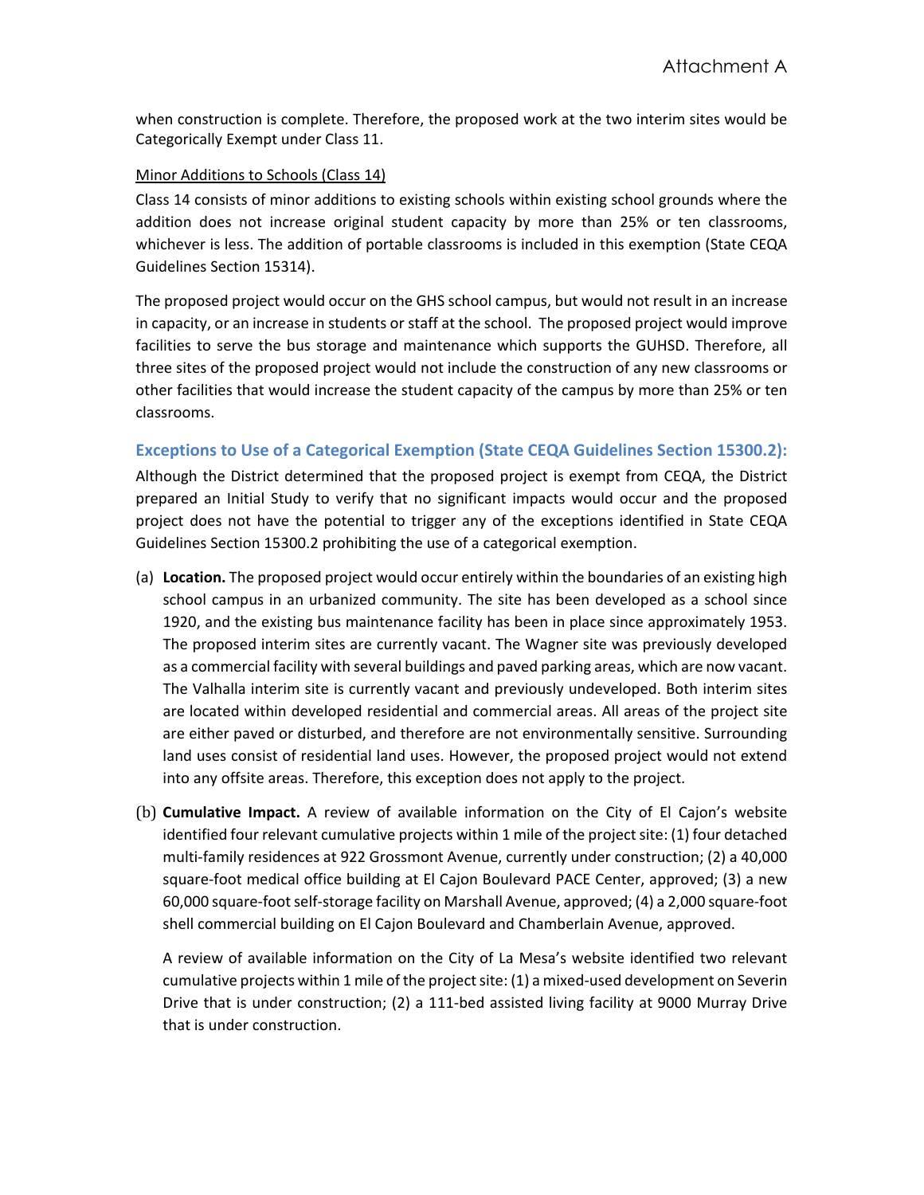when construction is complete. Therefore, the proposed work at the two interim sites would be Categorically Exempt under Class 11.

Minor Additions to Schools (Class 14)

Class 14 consists of minor additions to existing schools within existing school grounds where the addition does not increase original student capacity by more than 25% or ten classrooms, whichever is less. The addition of portable classrooms is included in this exemption (State CEQA Guidelines Section 15314).

The proposed project would occur on the GHS school campus, but would not result in an increase in capacity, or an increase in students or staff at the school. The proposed project would improve facilities to serve the bus storage and maintenance which supports the GUHSD. Therefore, all three sites of the proposed project would not include the construction of any new classrooms or other facilities that would increase the student capacity of the campus by more than 25% or ten classrooms.

## Exceptions to Use of a Categorical Exemption (State CEQA Guidelines Section 15300.2):

Although the District determined that the proposed project is exempt from CEQA, the District prepared an Initial Study to verify that no significant impacts would occur and the proposed project does not have the potential to trigger any of the exceptions identified in State CEQA Guidelines Section 15300.2 prohibiting the use of a categorical exemption.

(a) **Location.** The proposed project would occur entirely within the boundaries of an existing high school campus in an urbanized community. The site has been developed as a school since 1920, and the existing bus maintenance facility has been in place since approximately 1953. The proposed interim sites are currently vacant. The Wagner site was previously developed as a commercial facility with several buildings and paved parking areas, which are now vacant. The Valhalla interim site is currently vacant and previously undeveloped. Both interim sites are located within developed residential and commercial areas. All areas of the project site are either paved or disturbed, and therefore are not environmentally sensitive. Surrounding land uses consist of residential land uses. However, the proposed project would not extend into any offsite areas. Therefore, this exception does not apply to the project.

(b) **Cumulative Impact.** A review of available information on the City of El Cajon's website identified four relevant cumulative projects within 1 mile of the project site: (1) four detached multi-family residences at 922 Grossmont Avenue, currently under construction; (2) a 40,000 square-foot medical office building at El Cajon Boulevard PACE Center, approved; (3) a new 60,000 square-foot self-storage facility on Marshall Avenue, approved; (4) a 2,000 square-foot shell commercial building on El Cajon Boulevard and Chamberlain Avenue, approved.

   A review of available information on the City of La Mesa's website identified two relevant cumulative projects within 1 mile of the project site: (1) a mixed-used development on Severin Drive that is under construction; (2) a 111-bed assisted living facility at 9000 Murray Drive that is under construction.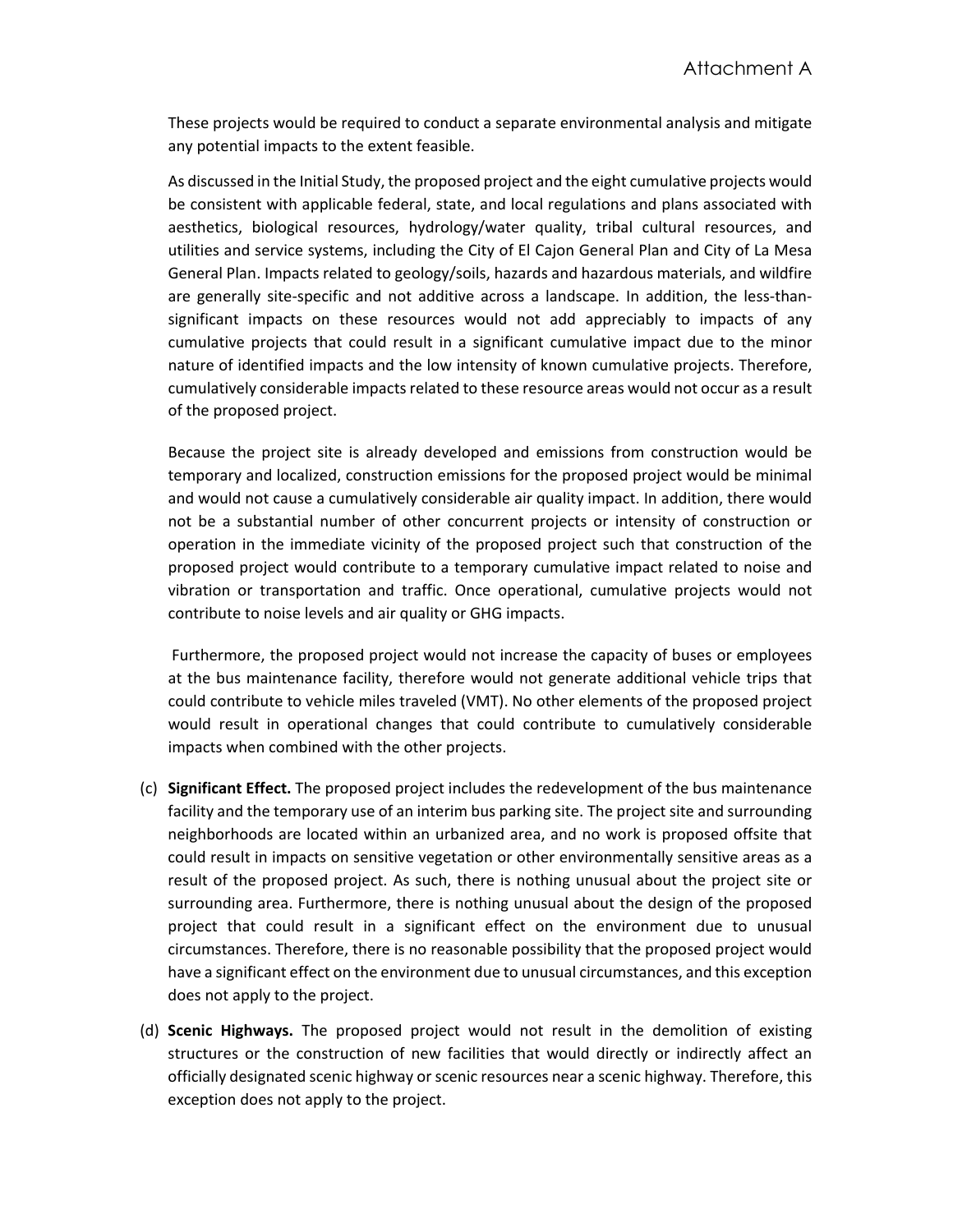These projects would be required to conduct a separate environmental analysis and mitigate any potential impacts to the extent feasible.

As discussed in the Initial Study, the proposed project and the eight cumulative projects would be consistent with applicable federal, state, and local regulations and plans associated with aesthetics, biological resources, hydrology/water quality, tribal cultural resources, and utilities and service systems, including the City of El Cajon General Plan and City of La Mesa General Plan. Impacts related to geology/soils, hazards and hazardous materials, and wildfire are generally site-specific and not additive across a landscape. In addition, the less-than-significant impacts on these resources would not add appreciably to impacts of any cumulative projects that could result in a significant cumulative impact due to the minor nature of identified impacts and the low intensity of known cumulative projects. Therefore, cumulatively considerable impacts related to these resource areas would not occur as a result of the proposed project.

Because the project site is already developed and emissions from construction would be temporary and localized, construction emissions for the proposed project would be minimal and would not cause a cumulatively considerable air quality impact. In addition, there would not be a substantial number of other concurrent projects or intensity of construction or operation in the immediate vicinity of the proposed project such that construction of the proposed project would contribute to a temporary cumulative impact related to noise and vibration or transportation and traffic. Once operational, cumulative projects would not contribute to noise levels and air quality or GHG impacts.

Furthermore, the proposed project would not increase the capacity of buses or employees at the bus maintenance facility, therefore would not generate additional vehicle trips that could contribute to vehicle miles traveled (VMT). No other elements of the proposed project would result in operational changes that could contribute to cumulatively considerable impacts when combined with the other projects.

(c) **Significant Effect.** The proposed project includes the redevelopment of the bus maintenance facility and the temporary use of an interim bus parking site. The project site and surrounding neighborhoods are located within an urbanized area, and no work is proposed offsite that could result in impacts on sensitive vegetation or other environmentally sensitive areas as a result of the proposed project. As such, there is nothing unusual about the project site or surrounding area. Furthermore, there is nothing unusual about the design of the proposed project that could result in a significant effect on the environment due to unusual circumstances. Therefore, there is no reasonable possibility that the proposed project would have a significant effect on the environment due to unusual circumstances, and this exception does not apply to the project.

(d) **Scenic Highways.** The proposed project would not result in the demolition of existing structures or the construction of new facilities that would directly or indirectly affect an officially designated scenic highway or scenic resources near a scenic highway. Therefore, this exception does not apply to the project.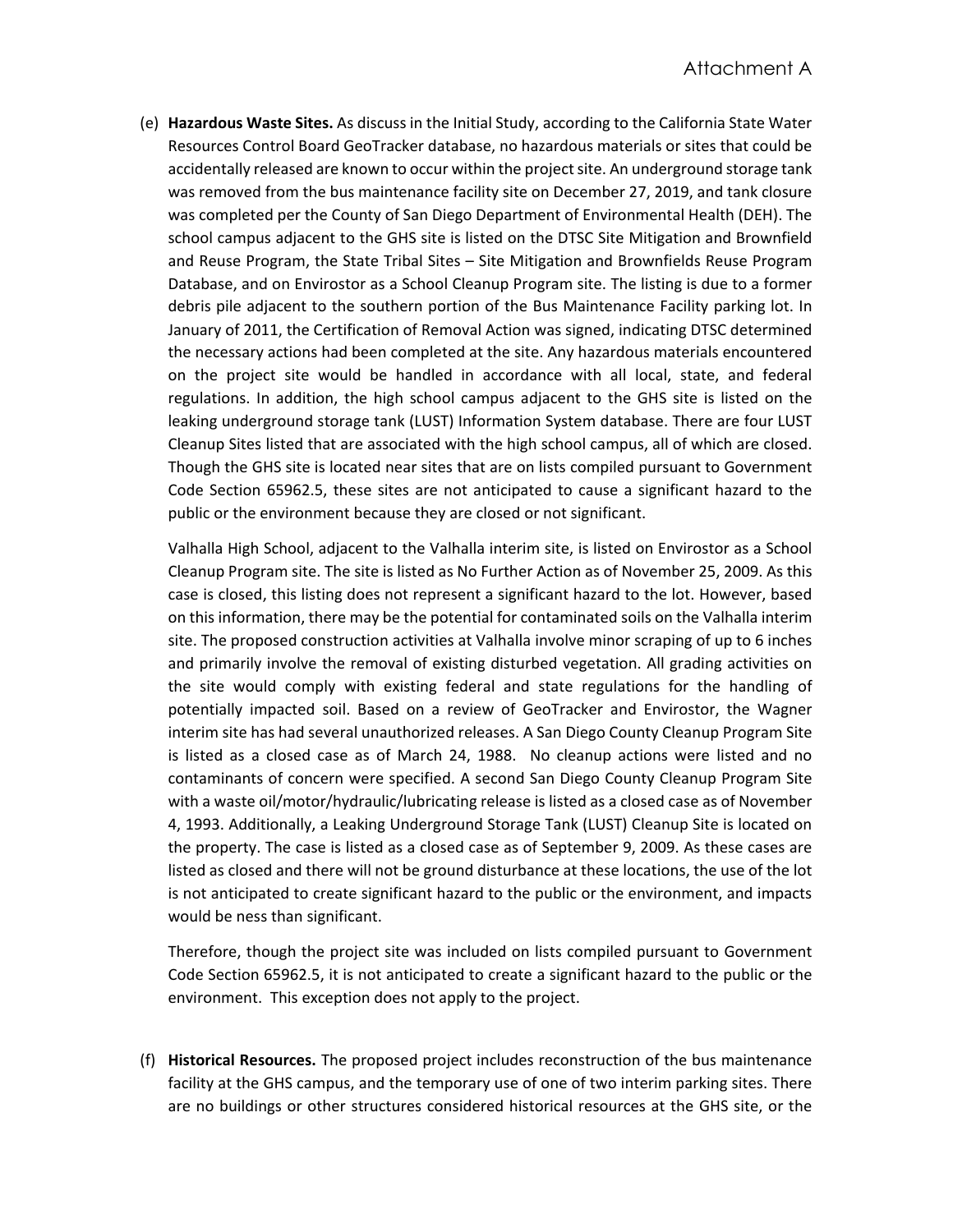(e) **Hazardous Waste Sites.** As discuss in the Initial Study, according to the California State Water Resources Control Board GeoTracker database, no hazardous materials or sites that could be accidentally released are known to occur within the project site. An underground storage tank was removed from the bus maintenance facility site on December 27, 2019, and tank closure was completed per the County of San Diego Department of Environmental Health (DEH). The school campus adjacent to the GHS site is listed on the DTSC Site Mitigation and Brownfield and Reuse Program, the State Tribal Sites – Site Mitigation and Brownfields Reuse Program Database, and on Envirostor as a School Cleanup Program site. The listing is due to a former debris pile adjacent to the southern portion of the Bus Maintenance Facility parking lot. In January of 2011, the Certification of Removal Action was signed, indicating DTSC determined the necessary actions had been completed at the site. Any hazardous materials encountered on the project site would be handled in accordance with all local, state, and federal regulations. In addition, the high school campus adjacent to the GHS site is listed on the leaking underground storage tank (LUST) Information System database. There are four LUST Cleanup Sites listed that are associated with the high school campus, all of which are closed. Though the GHS site is located near sites that are on lists compiled pursuant to Government Code Section 65962.5, these sites are not anticipated to cause a significant hazard to the public or the environment because they are closed or not significant.

Valhalla High School, adjacent to the Valhalla interim site, is listed on Envirostor as a School Cleanup Program site. The site is listed as No Further Action as of November 25, 2009. As this case is closed, this listing does not represent a significant hazard to the lot. However, based on this information, there may be the potential for contaminated soils on the Valhalla interim site. The proposed construction activities at Valhalla involve minor scraping of up to 6 inches and primarily involve the removal of existing disturbed vegetation. All grading activities on the site would comply with existing federal and state regulations for the handling of potentially impacted soil. Based on a review of GeoTracker and Envirostor, the Wagner interim site has had several unauthorized releases. A San Diego County Cleanup Program Site is listed as a closed case as of March 24, 1988. No cleanup actions were listed and no contaminants of concern were specified. A second San Diego County Cleanup Program Site with a waste oil/motor/hydraulic/lubricating release is listed as a closed case as of November 4, 1993. Additionally, a Leaking Underground Storage Tank (LUST) Cleanup Site is located on the property. The case is listed as a closed case as of September 9, 2009. As these cases are listed as closed and there will not be ground disturbance at these locations, the use of the lot is not anticipated to create significant hazard to the public or the environment, and impacts would be ness than significant.

Therefore, though the project site was included on lists compiled pursuant to Government Code Section 65962.5, it is not anticipated to create a significant hazard to the public or the environment. This exception does not apply to the project.

(f) **Historical Resources.** The proposed project includes reconstruction of the bus maintenance facility at the GHS campus, and the temporary use of one of two interim parking sites. There are no buildings or other structures considered historical resources at the GHS site, or the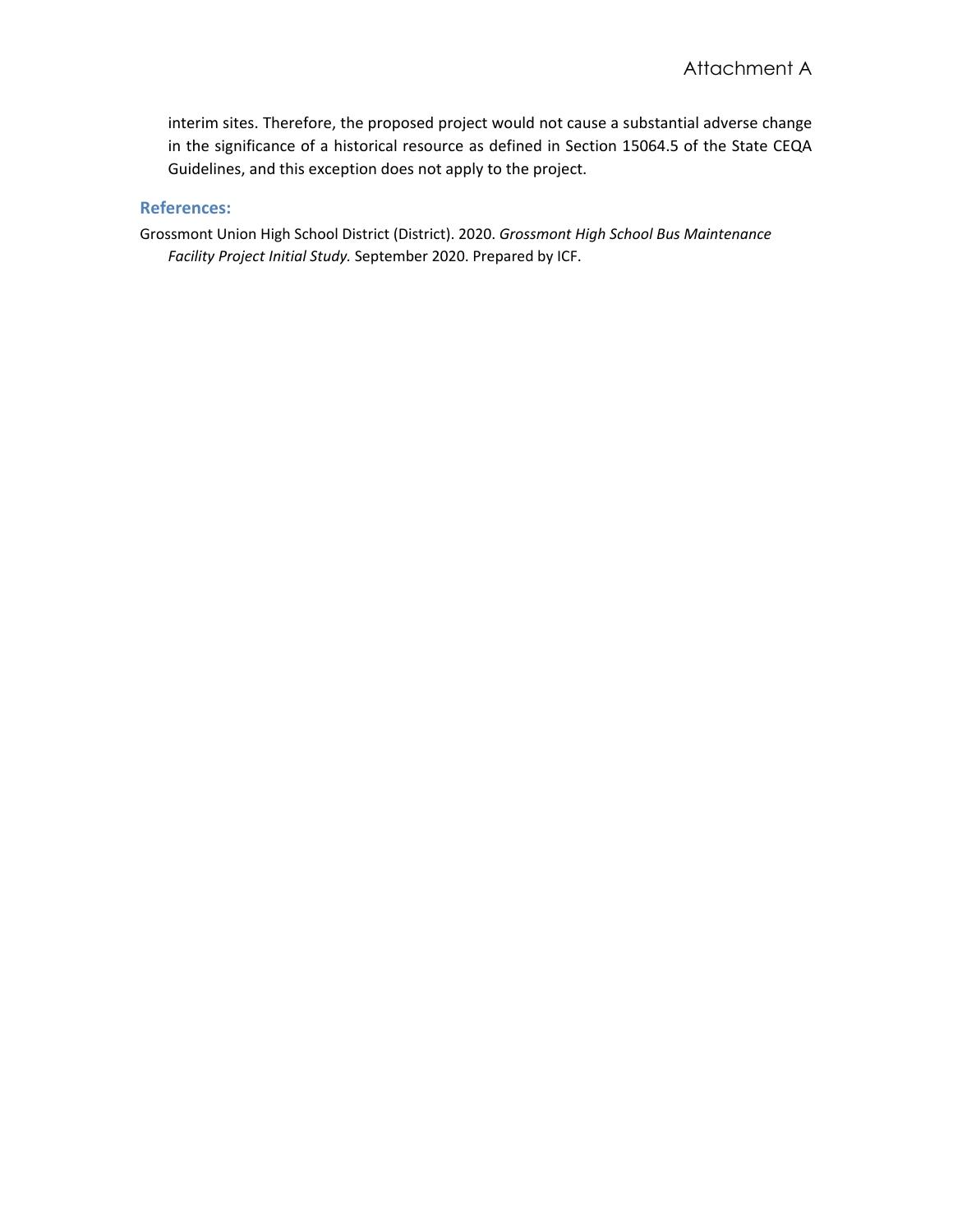interim sites. Therefore, the proposed project would not cause a substantial adverse change in the significance of a historical resource as defined in Section 15064.5 of the State CEQA Guidelines, and this exception does not apply to the project.

### References:

Grossmont Union High School District (District). 2020. *Grossmont High School Bus Maintenance Facility Project Initial Study.* September 2020. Prepared by ICF.